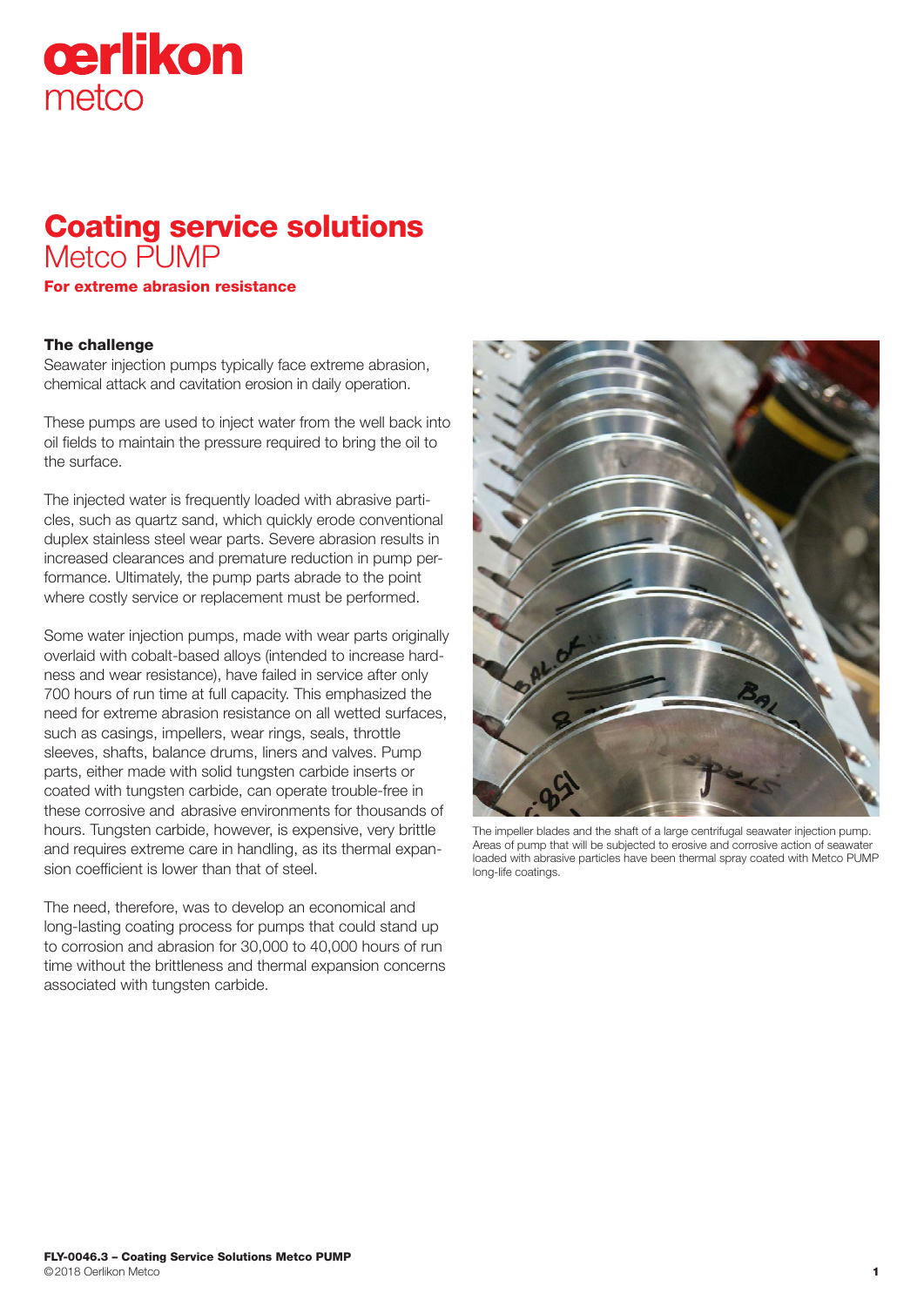# Coating service solutions

## Metco PUMP

**For extreme abrasion resistance**

### The challenge

Seawater injection pumps typically face extreme abrasion, chemical attack and cavitation erosion in daily operation.

These pumps are used to inject water from the well back into oil fields to maintain the pressure required to bring the oil to the surface.

The injected water is frequently loaded with abrasive particles, such as quartz sand, which quickly erode conventional duplex stainless steel wear parts. Severe abrasion results in increased clearances and premature reduction in pump performance. Ultimately, the pump parts abrade to the point where costly service or replacement must be performed.

Some water injection pumps, made with wear parts originally overlaid with cobalt-based alloys (intended to increase hardness and wear resistance), have failed in service after only 700 hours of run time at full capacity. This emphasized the need for extreme abrasion resistance on all wetted surfaces, such as casings, impellers, wear rings, seals, throttle sleeves, shafts, balance drums, liners and valves. Pump parts, either made with solid tungsten carbide inserts or coated with tungsten carbide, can operate trouble-free in these corrosive and abrasive environments for thousands of hours. Tungsten carbide, however, is expensive, very brittle and requires extreme care in handling, as its thermal expansion coefficient is lower than that of steel.

The need, therefore, was to develop an economical and long-lasting coating process for pumps that could stand up to corrosion and abrasion for 30,000 to 40,000 hours of run time without the brittleness and thermal expansion concerns associated with tungsten carbide.

The impeller blades and the shaft of a large centrifugal seawater injection pump. Areas of pump that will be subjected to erosive and corrosive action of seawater loaded with abrasive particles have been thermal spray coated with Metco PUMP long-life coatings.

**FLY-0046.3 – Coating Service Solutions Metco PUMP**
©2018 Oerlikon Metco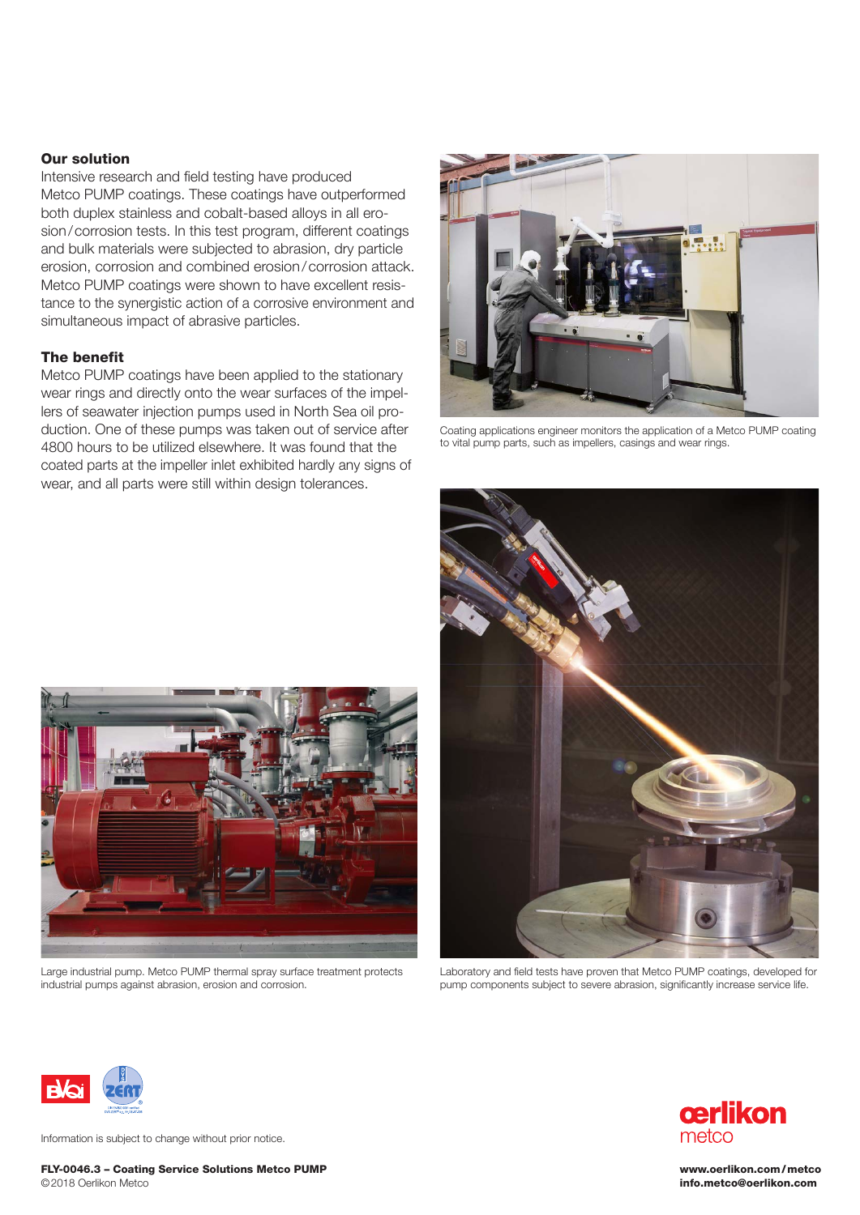## Our solution

Intensive research and field testing have produced Metco PUMP coatings. These coatings have outperformed both duplex stainless and cobalt-based alloys in all erosion/corrosion tests. In this test program, different coatings and bulk materials were subjected to abrasion, dry particle erosion, corrosion and combined erosion/corrosion attack. Metco PUMP coatings were shown to have excellent resistance to the synergistic action of a corrosive environment and simultaneous impact of abrasive particles.

## The benefit

Metco PUMP coatings have been applied to the stationary wear rings and directly onto the wear surfaces of the impellers of seawater injection pumps used in North Sea oil production. One of these pumps was taken out of service after 4800 hours to be utilized elsewhere. It was found that the coated parts at the impeller inlet exhibited hardly any signs of wear, and all parts were still within design tolerances.

Coating applications engineer monitors the application of a Metco PUMP coating to vital pump parts, such as impellers, casings and wear rings.

Large industrial pump. Metco PUMP thermal spray surface treatment protects industrial pumps against abrasion, erosion and corrosion.

Laboratory and field tests have proven that Metco PUMP coatings, developed for pump components subject to severe abrasion, significantly increase service life.

Information is subject to change without prior notice.

**FLY-0046.3 – Coating Service Solutions Metco PUMP**
©2018 Oerlikon Metco

**www.oerlikon.com/metco**
**info.metco@oerlikon.com**